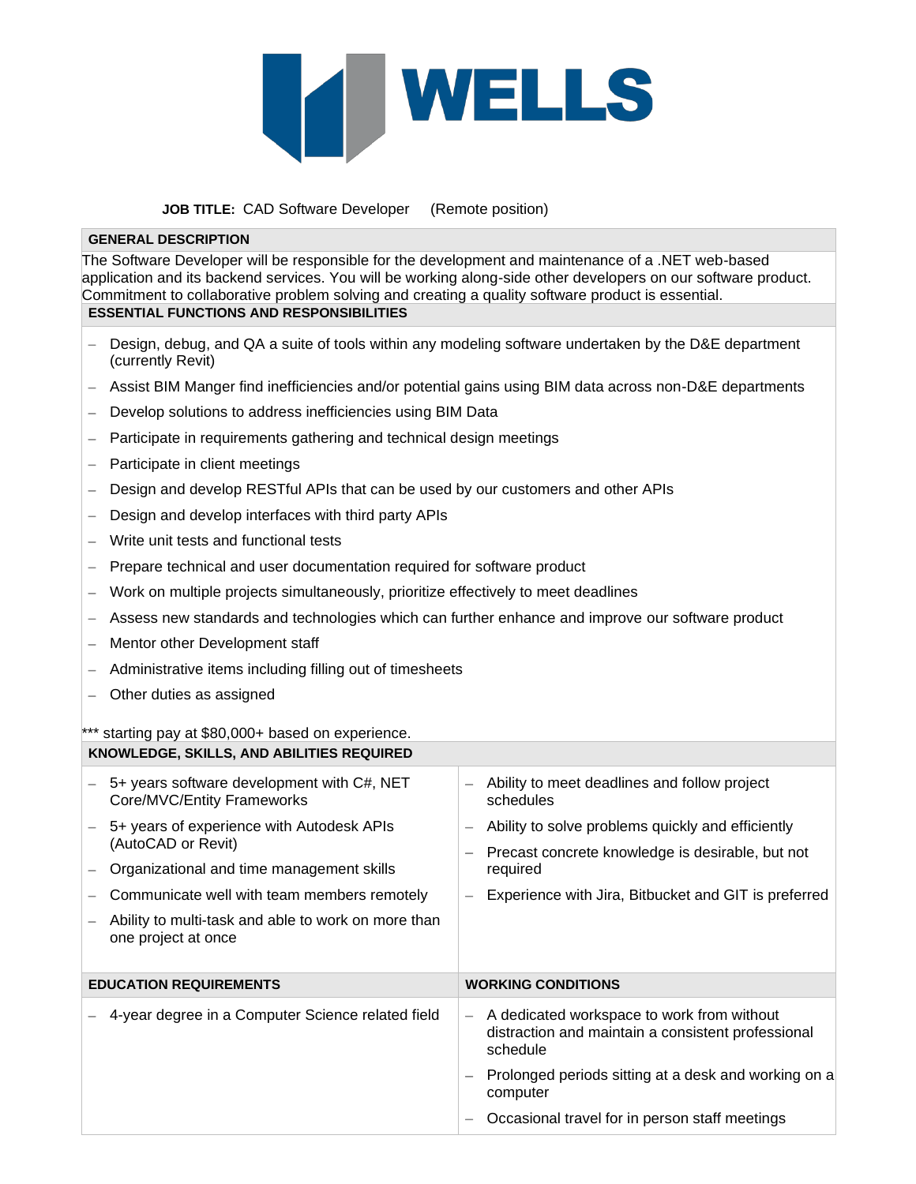# WELLS

**JOB TITLE:** CAD Software Developer (Remote position)

## GENERAL DESCRIPTION

The Software Developer will be responsible for the development and maintenance of a .NET web-based application and its backend services. You will be working along-side other developers on our software product. Commitment to collaborative problem solving and creating a quality software product is essential.

## ESSENTIAL FUNCTIONS AND RESPONSIBILITIES

- Design, debug, and QA a suite of tools within any modeling software undertaken by the D&E department (currently Revit)
- Assist BIM Manger find inefficiencies and/or potential gains using BIM data across non-D&E departments
- Develop solutions to address inefficiencies using BIM Data
- Participate in requirements gathering and technical design meetings
- Participate in client meetings
- Design and develop RESTful APIs that can be used by our customers and other APIs
- Design and develop interfaces with third party APIs
- Write unit tests and functional tests
- Prepare technical and user documentation required for software product
- Work on multiple projects simultaneously, prioritize effectively to meet deadlines
- Assess new standards and technologies which can further enhance and improve our software product
- Mentor other Development staff
- Administrative items including filling out of timesheets
- Other duties as assigned

*** starting pay at $80,000+ based on experience.

## KNOWLEDGE, SKILLS, AND ABILITIES REQUIRED

- 5+ years software development with C#, NET Core/MVC/Entity Frameworks
- 5+ years of experience with Autodesk APIs (AutoCAD or Revit)
- Organizational and time management skills
- Communicate well with team members remotely
- Ability to multi-task and able to work on more than one project at once
- Ability to meet deadlines and follow project schedules
- Ability to solve problems quickly and efficiently
- Precast concrete knowledge is desirable, but not required
- Experience with Jira, Bitbucket and GIT is preferred

## EDUCATION REQUIREMENTS

- 4-year degree in a Computer Science related field

## WORKING CONDITIONS

- A dedicated workspace to work from without distraction and maintain a consistent professional schedule
- Prolonged periods sitting at a desk and working on a computer
- Occasional travel for in person staff meetings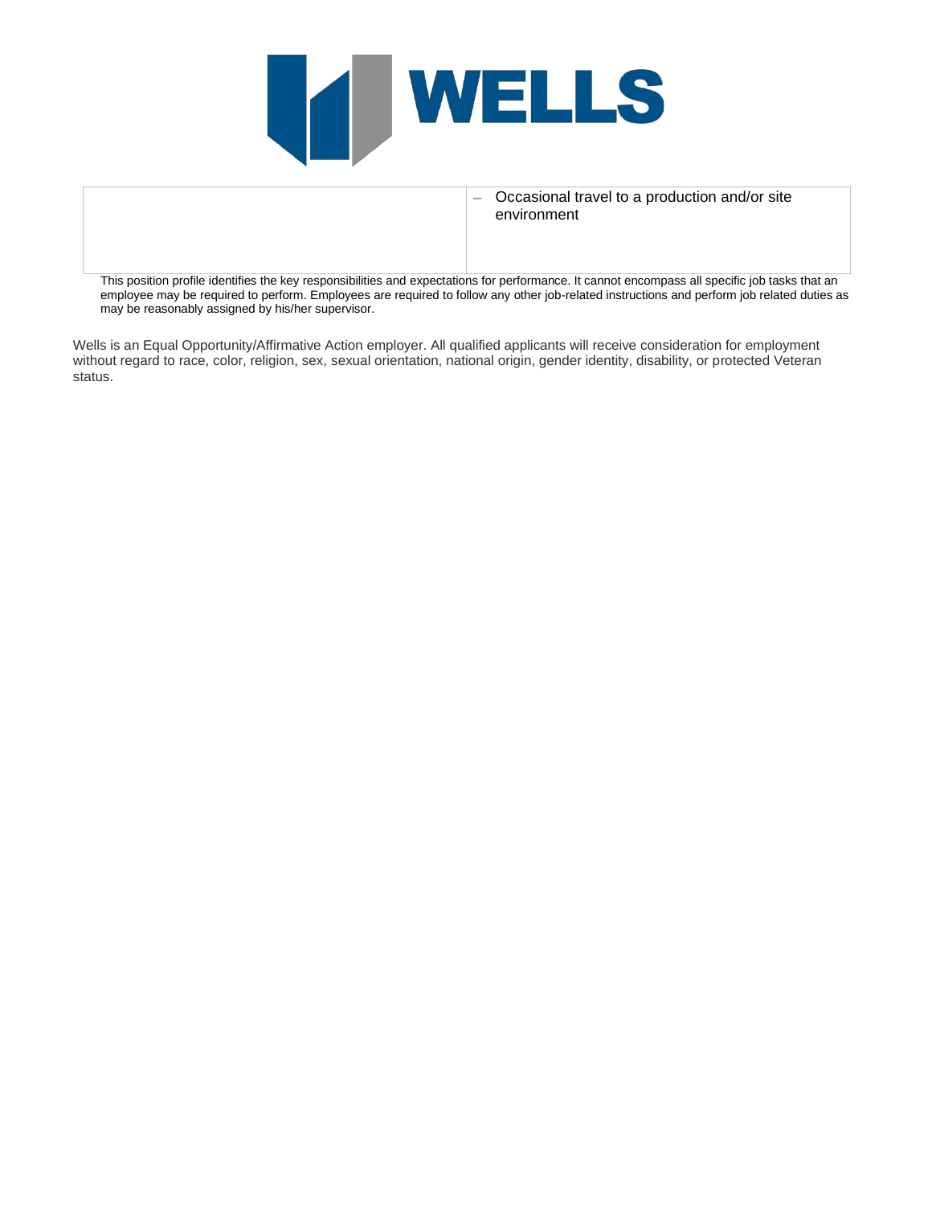| | |
|---|---|
| | – Occasional travel to a production and/or site environment |

This position profile identifies the key responsibilities and expectations for performance. It cannot encompass all specific job tasks that an employee may be required to perform. Employees are required to follow any other job-related instructions and perform job related duties as may be reasonably assigned by his/her supervisor.

Wells is an Equal Opportunity/Affirmative Action employer. All qualified applicants will receive consideration for employment without regard to race, color, religion, sex, sexual orientation, national origin, gender identity, disability, or protected Veteran status.